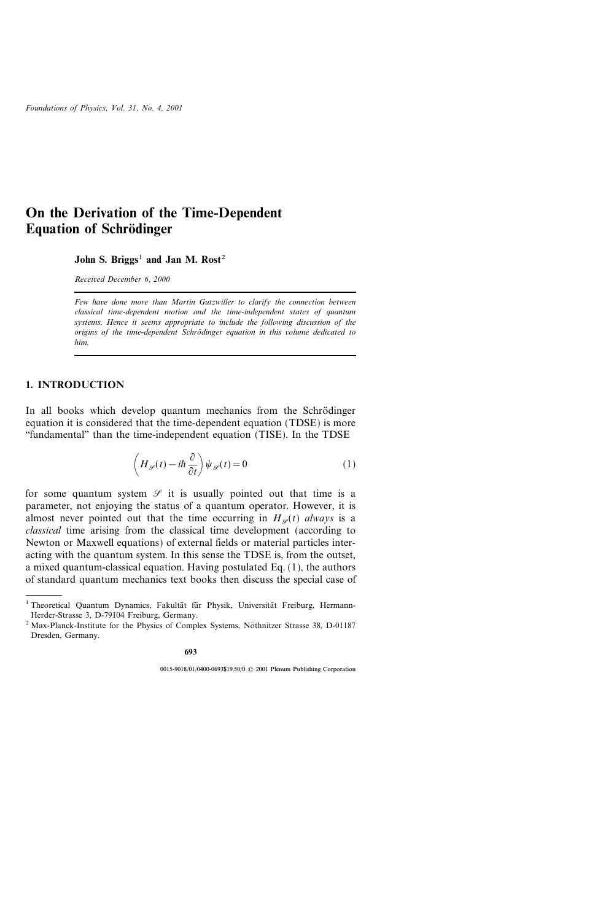# On the Derivation of the Time-Dependent Equation of Schrödinger

**John S. Briggs**[1] **and Jan M. Rost**[2]

*Received December 6, 2000*

---

*Few have done more than Martin Gutzwiller to clarify the connection between classical time-dependent motion and the time-independent states of quantum systems. Hence it seems appropriate to include the following discussion of the origins of the time-dependent Schrödinger equation in this volume dedicated to him.*

---

## 1. INTRODUCTION

In all books which develop quantum mechanics from the Schrödinger equation it is considered that the time-dependent equation (TDSE) is more "fundamental" than the time-independent equation (TISE). In the TDSE

$$\left(H_{\mathscr{S}}(t) - i\hbar \frac{\partial}{\partial t}\right) \psi_{\mathscr{S}}(t) = 0 \tag{1}$$

for some quantum system $\mathscr{S}$ it is usually pointed out that time is a parameter, not enjoying the status of a quantum operator. However, it is almost never pointed out that the time occurring in $H_{\mathscr{S}}(t)$ *always* is a *classical* time arising from the classical time development (according to Newton or Maxwell equations) of external fields or material particles interacting with the quantum system. In this sense the TDSE is, from the outset, a mixed quantum-classical equation. Having postulated Eq. (1), the authors of standard quantum mechanics text books then discuss the special case of

---

[1] Theoretical Quantum Dynamics, Fakultät für Physik, Universität Freiburg, Hermann-Herder-Strasse 3, D-79104 Freiburg, Germany.

[2] Max-Planck-Institute for the Physics of Complex Systems, Nöthnitzer Strasse 38, D-01187 Dresden, Germany.

0015-9018/01/0400-0693$19.50/0 © 2001 Plenum Publishing Corporation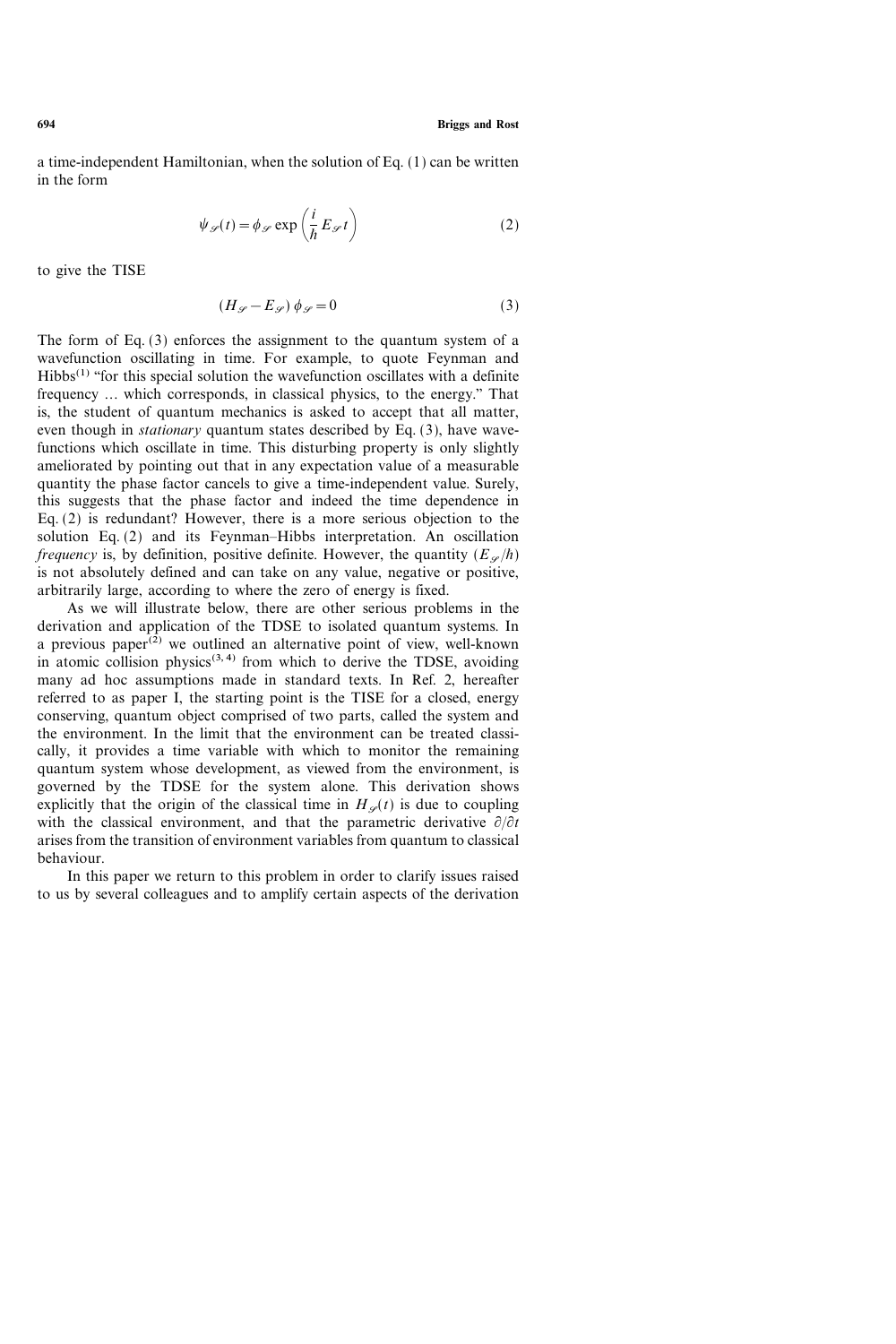a time-independent Hamiltonian, when the solution of Eq. (1) can be written in the form

$$\psi_{\mathscr{S}}(t) = \phi_{\mathscr{S}} \exp\left(\frac{i}{\hbar} E_{\mathscr{S}} t\right) \tag{2}$$

to give the TISE

$$(H_{\mathscr{S}} - E_{\mathscr{S}})\,\phi_{\mathscr{S}} = 0 \tag{3}$$

The form of Eq. (3) enforces the assignment to the quantum system of a wavefunction oscillating in time. For example, to quote Feynman and Hibbs[1] "for this special solution the wavefunction oscillates with a definite frequency ... which corresponds, in classical physics, to the energy." That is, the student of quantum mechanics is asked to accept that all matter, even though in *stationary* quantum states described by Eq. (3), have wavefunctions which oscillate in time. This disturbing property is only slightly ameliorated by pointing out that in any expectation value of a measurable quantity the phase factor cancels to give a time-independent value. Surely, this suggests that the phase factor and indeed the time dependence in Eq. (2) is redundant? However, there is a more serious objection to the solution Eq. (2) and its Feynman–Hibbs interpretation. An oscillation *frequency* is, by definition, positive definite. However, the quantity $(E_{\mathscr{S}}/\hbar)$ is not absolutely defined and can take on any value, negative or positive, arbitrarily large, according to where the zero of energy is fixed.

As we will illustrate below, there are other serious problems in the derivation and application of the TDSE to isolated quantum systems. In a previous paper[2] we outlined an alternative point of view, well-known in atomic collision physics[3, 4] from which to derive the TDSE, avoiding many ad hoc assumptions made in standard texts. In Ref. 2, hereafter referred to as paper I, the starting point is the TISE for a closed, energy conserving, quantum object comprised of two parts, called the system and the environment. In the limit that the environment can be treated classically, it provides a time variable with which to monitor the remaining quantum system whose development, as viewed from the environment, is governed by the TDSE for the system alone. This derivation shows explicitly that the origin of the classical time in $H_{\mathscr{S}}(t)$ is due to coupling with the classical environment, and that the parametric derivative $\partial/\partial t$ arises from the transition of environment variables from quantum to classical behaviour.

In this paper we return to this problem in order to clarify issues raised to us by several colleagues and to amplify certain aspects of the derivation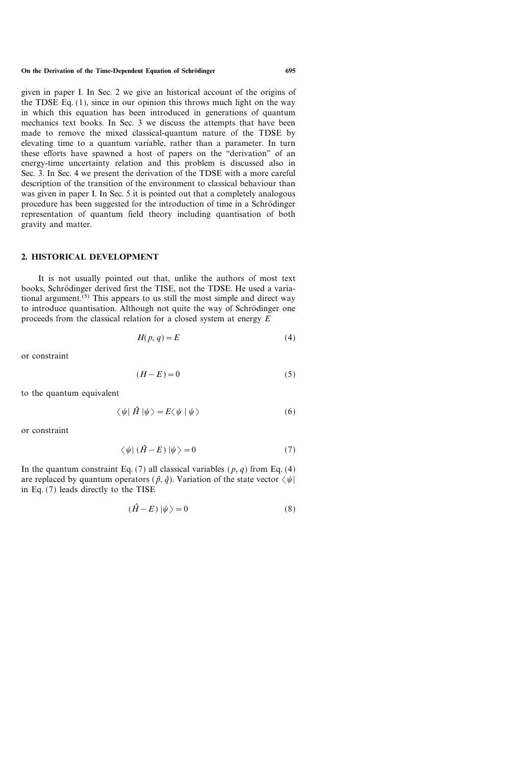given in paper I. In Sec. 2 we give an historical account of the origins of the TDSE Eq. (1), since in our opinion this throws much light on the way in which this equation has been introduced in generations of quantum mechanics text books. In Sec. 3 we discuss the attempts that have been made to remove the mixed classical-quantum nature of the TDSE by elevating time to a quantum variable, rather than a parameter. In turn these efforts have spawned a host of papers on the "derivation" of an energy-time uncertainty relation and this problem is discussed also in Sec. 3. In Sec. 4 we present the derivation of the TDSE with a more careful description of the transition of the environment to classical behaviour than was given in paper I. In Sec. 5 it is pointed out that a completely analogous procedure has been suggested for the introduction of time in a Schrödinger representation of quantum field theory including quantisation of both gravity and matter.

## 2. HISTORICAL DEVELOPMENT

It is not usually pointed out that, unlike the authors of most text books, Schrödinger derived first the TISE, not the TDSE. He used a variational argument.[5] This appears to us still the most simple and direct way to introduce quantisation. Although not quite the way of Schrödinger one proceeds from the classical relation for a closed system at energy $E$

$$H(p, q) = E \tag{4}$$

or constraint

$$(H - E) = 0 \tag{5}$$

to the quantum equivalent

$$\langle \psi | \, \hat{H} \, | \psi \rangle = E \langle \psi \mid \psi \rangle \tag{6}$$

or constraint

$$\langle \psi | \, (\hat{H} - E) \, | \psi \rangle = 0 \tag{7}$$

In the quantum constraint Eq. (7) all classical variables $(p, q)$ from Eq. (4) are replaced by quantum operators $(\hat{p}, \hat{q})$. Variation of the state vector $\langle \psi |$ in Eq. (7) leads directly to the TISE

$$(\hat{H} - E) \, | \psi \rangle = 0 \tag{8}$$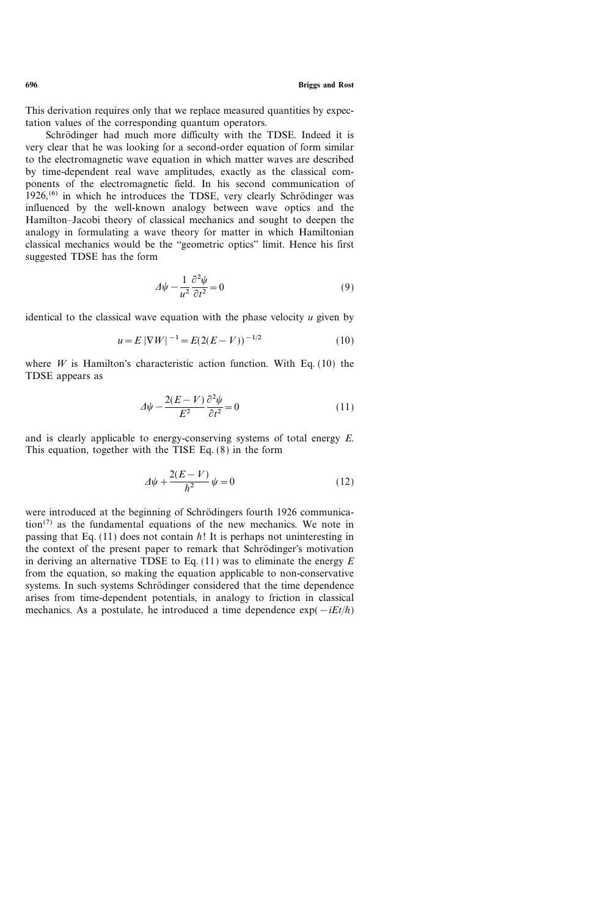This derivation requires only that we replace measured quantities by expectation values of the corresponding quantum operators.

Schrödinger had much more difficulty with the TDSE. Indeed it is very clear that he was looking for a second-order equation of form similar to the electromagnetic wave equation in which matter waves are described by time-dependent real wave amplitudes, exactly as the classical components of the electromagnetic field. In his second communication of 1926,[6] in which he introduces the TDSE, very clearly Schrödinger was influenced by the well-known analogy between wave optics and the Hamilton–Jacobi theory of classical mechanics and sought to deepen the analogy in formulating a wave theory for matter in which Hamiltonian classical mechanics would be the "geometric optics" limit. Hence his first suggested TDSE has the form

$$\Delta\psi - \frac{1}{u^2}\frac{\partial^2\psi}{\partial t^2} = 0 \tag{9}$$

identical to the classical wave equation with the phase velocity $u$ given by

$$u = E\,|\nabla W|^{-1} = E(2(E-V))^{-1/2} \tag{10}$$

where $W$ is Hamilton's characteristic action function. With Eq. (10) the TDSE appears as

$$\Delta\psi - \frac{2(E-V)}{E^2}\frac{\partial^2\psi}{\partial t^2} = 0 \tag{11}$$

and is clearly applicable to energy-conserving systems of total energy $E$. This equation, together with the TISE Eq. (8) in the form

$$\Delta\psi + \frac{2(E-V)}{h^2}\psi = 0 \tag{12}$$

were introduced at the beginning of Schrödingers fourth 1926 communication[7] as the fundamental equations of the new mechanics. We note in passing that Eq. (11) does not contain $h$! It is perhaps not uninteresting in the context of the present paper to remark that Schrödinger's motivation in deriving an alternative TDSE to Eq. (11) was to eliminate the energy $E$ from the equation, so making the equation applicable to non-conservative systems. In such systems Schrödinger considered that the time dependence arises from time-dependent potentials, in analogy to friction in classical mechanics. As a postulate, he introduced a time dependence $\exp(-iEt/h)$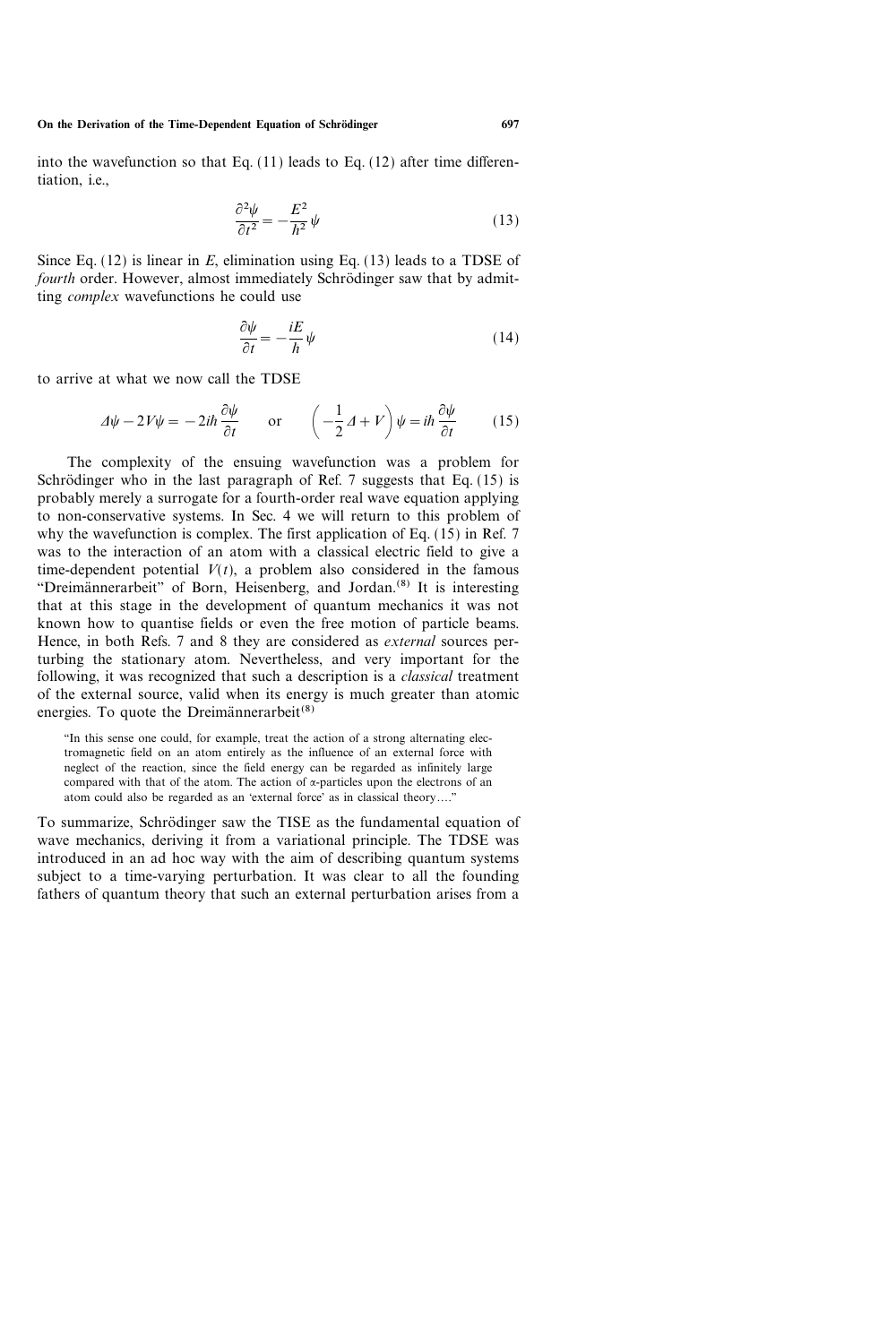into the wavefunction so that Eq. (11) leads to Eq. (12) after time differentiation, i.e.,

$$\frac{\partial^2 \psi}{\partial t^2} = -\frac{E^2}{h^2}\psi \tag{13}$$

Since Eq. (12) is linear in $E$, elimination using Eq. (13) leads to a TDSE of *fourth* order. However, almost immediately Schrödinger saw that by admitting *complex* wavefunctions he could use

$$\frac{\partial \psi}{\partial t} = -\frac{iE}{h}\psi \tag{14}$$

to arrive at what we now call the TDSE

$$\Delta\psi - 2V\psi = -2ih\frac{\partial \psi}{\partial t} \qquad \text{or} \qquad \left(-\frac{1}{2}\Delta + V\right)\psi = ih\frac{\partial \psi}{\partial t} \tag{15}$$

The complexity of the ensuing wavefunction was a problem for Schrödinger who in the last paragraph of Ref. 7 suggests that Eq. (15) is probably merely a surrogate for a fourth-order real wave equation applying to non-conservative systems. In Sec. 4 we will return to this problem of why the wavefunction is complex. The first application of Eq. (15) in Ref. 7 was to the interaction of an atom with a classical electric field to give a time-dependent potential $V(t)$, a problem also considered in the famous "Dreimännerarbeit" of Born, Heisenberg, and Jordan.[8] It is interesting that at this stage in the development of quantum mechanics it was not known how to quantise fields or even the free motion of particle beams. Hence, in both Refs. 7 and 8 they are considered as *external* sources perturbing the stationary atom. Nevertheless, and very important for the following, it was recognized that such a description is a *classical* treatment of the external source, valid when its energy is much greater than atomic energies. To quote the Dreimännerarbeit[8]

> "In this sense one could, for example, treat the action of a strong alternating electromagnetic field on an atom entirely as the influence of an external force with neglect of the reaction, since the field energy can be regarded as infinitely large compared with that of the atom. The action of α-particles upon the electrons of an atom could also be regarded as an 'external force' as in classical theory…."

To summarize, Schrödinger saw the TISE as the fundamental equation of wave mechanics, deriving it from a variational principle. The TDSE was introduced in an ad hoc way with the aim of describing quantum systems subject to a time-varying perturbation. It was clear to all the founding fathers of quantum theory that such an external perturbation arises from a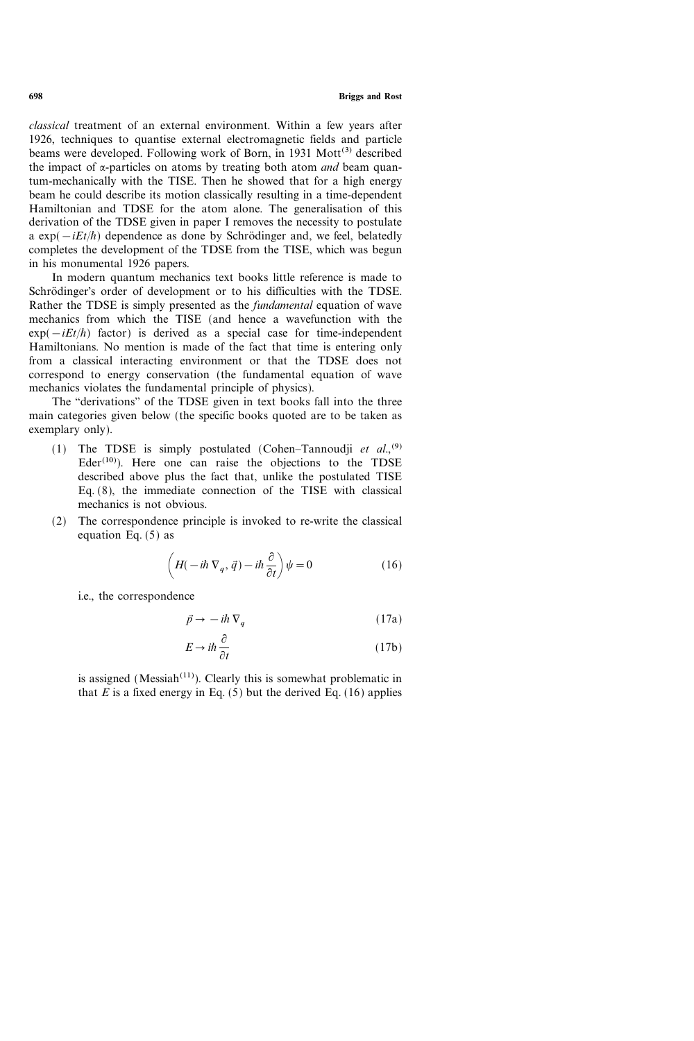*classical* treatment of an external environment. Within a few years after 1926, techniques to quantise external electromagnetic fields and particle beams were developed. Following work of Born, in 1931 Mott[3] described the impact of α-particles on atoms by treating both atom *and* beam quantum-mechanically with the TISE. Then he showed that for a high energy beam he could describe its motion classically resulting in a time-dependent Hamiltonian and TDSE for the atom alone. The generalisation of this derivation of the TDSE given in paper I removes the necessity to postulate a $\exp(-iEt/h)$ dependence as done by Schrödinger and, we feel, belatedly completes the development of the TDSE from the TISE, which was begun in his monumental 1926 papers.

In modern quantum mechanics text books little reference is made to Schrödinger's order of development or to his difficulties with the TDSE. Rather the TDSE is simply presented as the *fundamental* equation of wave mechanics from which the TISE (and hence a wavefunction with the $\exp(-iEt/h)$ factor) is derived as a special case for time-independent Hamiltonians. No mention is made of the fact that time is entering only from a classical interacting environment or that the TDSE does not correspond to energy conservation (the fundamental equation of wave mechanics violates the fundamental principle of physics).

The "derivations" of the TDSE given in text books fall into the three main categories given below (the specific books quoted are to be taken as exemplary only).

(1) The TDSE is simply postulated (Cohen–Tannoudji *et al.*,[9] Eder[10]). Here one can raise the objections to the TDSE described above plus the fact that, unlike the postulated TISE Eq. (8), the immediate connection of the TISE with classical mechanics is not obvious.

(2) The correspondence principle is invoked to re-write the classical equation Eq. (5) as

$$\left( H(-ih\nabla_q, \vec{q}) - ih\frac{\partial}{\partial t} \right)\psi = 0 \tag{16}$$

i.e., the correspondence

$$\vec{p} \to -ih\nabla_q \tag{17a}$$

$$E \to ih\frac{\partial}{\partial t} \tag{17b}$$

is assigned (Messiah[11]). Clearly this is somewhat problematic in that $E$ is a fixed energy in Eq. (5) but the derived Eq. (16) applies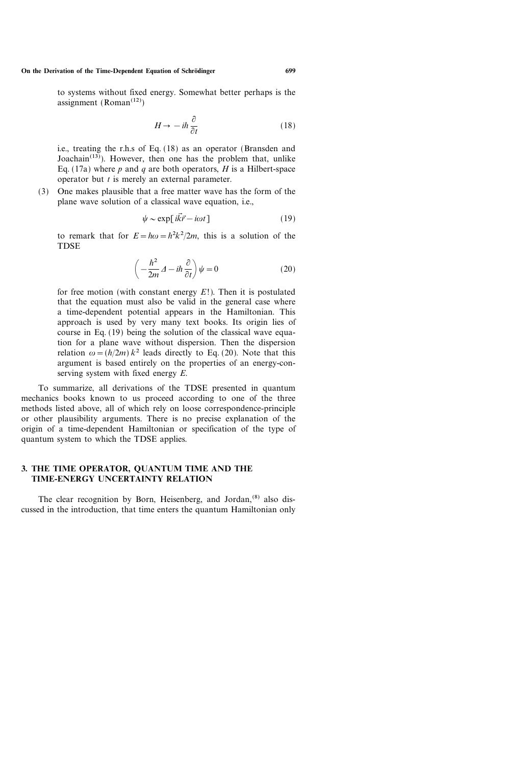to systems without fixed energy. Somewhat better perhaps is the assignment (Roman[12])

$$H \to -i\hbar \frac{\partial}{\partial t} \tag{18}$$

i.e., treating the r.h.s of Eq. (18) as an operator (Bransden and Joachain[13]). However, then one has the problem that, unlike Eq. (17a) where $p$ and $q$ are both operators, $H$ is a Hilbert-space operator but $t$ is merely an external parameter.

(3) One makes plausible that a free matter wave has the form of the plane wave solution of a classical wave equation, i.e.,

$$\psi \sim \exp[i\vec{k}\vec{r} - i\omega t] \tag{19}$$

to remark that for $E = \hbar\omega = \hbar^2 k^2/2m$, this is a solution of the TDSE

$$\left(-\frac{\hbar^2}{2m}\Delta - i\hbar\frac{\partial}{\partial t}\right)\psi = 0 \tag{20}$$

for free motion (with constant energy $E$!). Then it is postulated that the equation must also be valid in the general case where a time-dependent potential appears in the Hamiltonian. This approach is used by very many text books. Its origin lies of course in Eq. (19) being the solution of the classical wave equation for a plane wave without dispersion. Then the dispersion relation $\omega = (\hbar/2m)\,k^2$ leads directly to Eq. (20). Note that this argument is based entirely on the properties of an energy-conserving system with fixed energy $E$.

To summarize, all derivations of the TDSE presented in quantum mechanics books known to us proceed according to one of the three methods listed above, all of which rely on loose correspondence-principle or other plausibility arguments. There is no precise explanation of the origin of a time-dependent Hamiltonian or specification of the type of quantum system to which the TDSE applies.

## 3. THE TIME OPERATOR, QUANTUM TIME AND THE TIME-ENERGY UNCERTAINTY RELATION

The clear recognition by Born, Heisenberg, and Jordan,[8] also discussed in the introduction, that time enters the quantum Hamiltonian only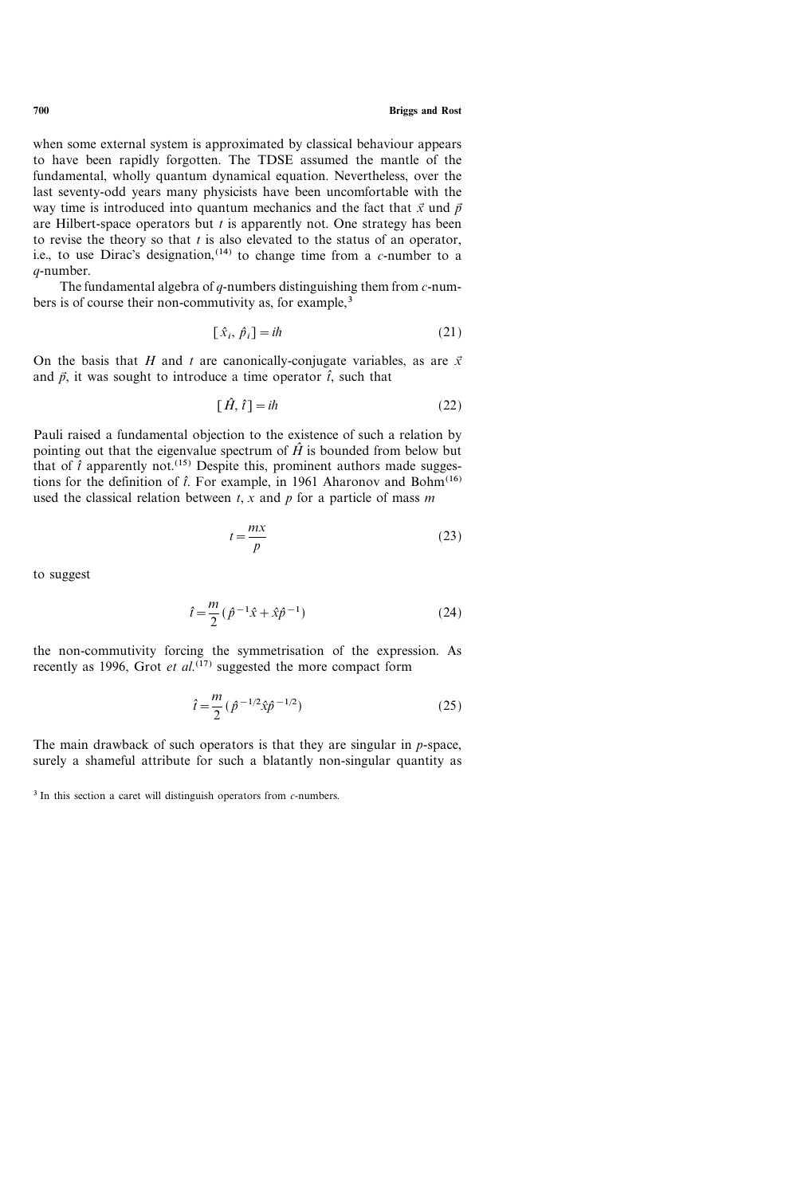when some external system is approximated by classical behaviour appears to have been rapidly forgotten. The TDSE assumed the mantle of the fundamental, wholly quantum dynamical equation. Nevertheless, over the last seventy-odd years many physicists have been uncomfortable with the way time is introduced into quantum mechanics and the fact that $\vec{x}$ und $\vec{p}$ are Hilbert-space operators but $t$ is apparently not. One strategy has been to revise the theory so that $t$ is also elevated to the status of an operator, i.e., to use Dirac's designation,[14] to change time from a $c$-number to a $q$-number.

The fundamental algebra of $q$-numbers distinguishing them from $c$-numbers is of course their non-commutivity as, for example,[3]

$$[\hat{x}_i, \hat{p}_i] = i\hbar \tag{21}$$

On the basis that $H$ and $t$ are canonically-conjugate variables, as are $\vec{x}$ and $\vec{p}$, it was sought to introduce a time operator $\hat{t}$, such that

$$[\hat{H}, \hat{t}] = i\hbar \tag{22}$$

Pauli raised a fundamental objection to the existence of such a relation by pointing out that the eigenvalue spectrum of $\hat{H}$ is bounded from below but that of $\hat{t}$ apparently not.[15] Despite this, prominent authors made suggestions for the definition of $\hat{t}$. For example, in 1961 Aharonov and Bohm[16] used the classical relation between $t$, $x$ and $p$ for a particle of mass $m$

$$t = \frac{mx}{p} \tag{23}$$

to suggest

$$\hat{t} = \frac{m}{2}(\hat{p}^{-1}\hat{x} + \hat{x}\hat{p}^{-1}) \tag{24}$$

the non-commutivity forcing the symmetrisation of the expression. As recently as 1996, Grot *et al.*[17] suggested the more compact form

$$\hat{t} = \frac{m}{2}(\hat{p}^{-1/2}\hat{x}\hat{p}^{-1/2}) \tag{25}$$

The main drawback of such operators is that they are singular in $p$-space, surely a shameful attribute for such a blatantly non-singular quantity as

[3] In this section a caret will distinguish operators from $c$-numbers.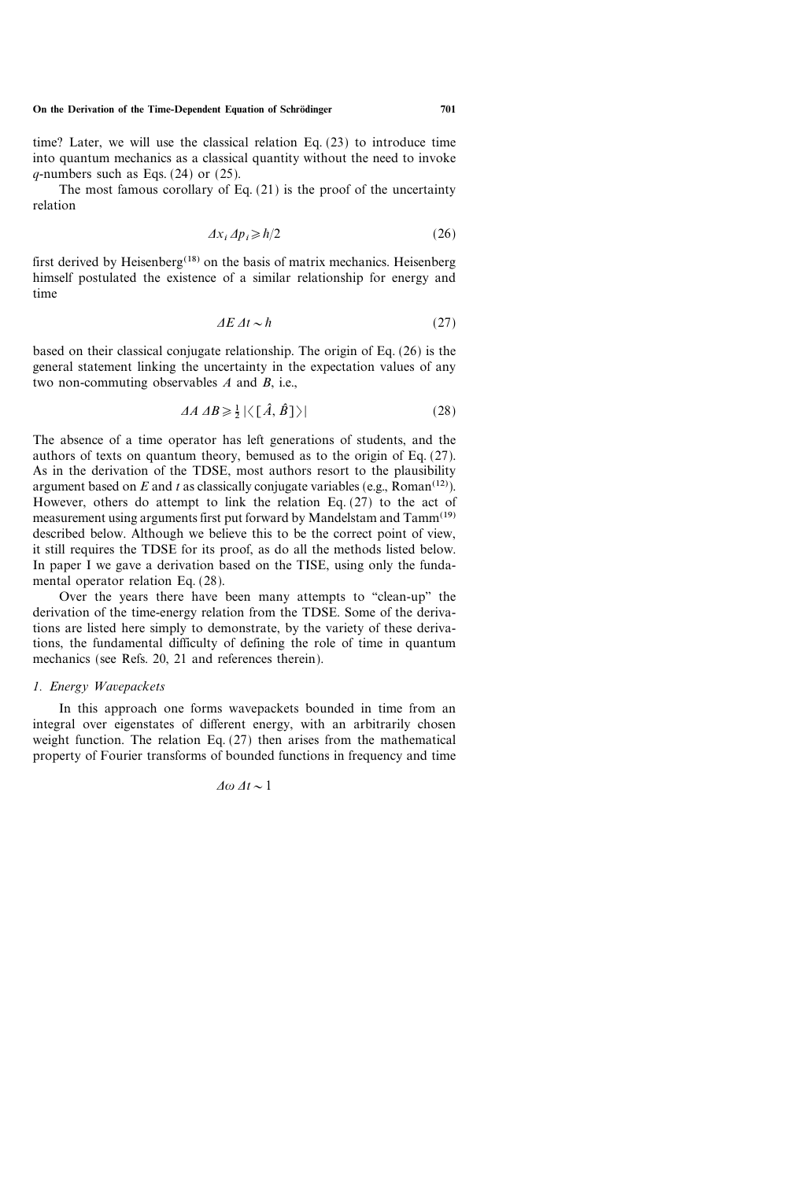time? Later, we will use the classical relation Eq. (23) to introduce time into quantum mechanics as a classical quantity without the need to invoke $q$-numbers such as Eqs. (24) or (25).

The most famous corollary of Eq. (21) is the proof of the uncertainty relation

$$\Delta x_i \, \Delta p_i \geqslant \hbar/2 \tag{26}$$

first derived by Heisenberg[18] on the basis of matrix mechanics. Heisenberg himself postulated the existence of a similar relationship for energy and time

$$\Delta E \, \Delta t \sim \hbar \tag{27}$$

based on their classical conjugate relationship. The origin of Eq. (26) is the general statement linking the uncertainty in the expectation values of any two non-commuting observables $A$ and $B$, i.e.,

$$\Delta A \, \Delta B \geqslant \tfrac{1}{2} \left| \langle [\hat{A}, \hat{B}] \rangle \right| \tag{28}$$

The absence of a time operator has left generations of students, and the authors of texts on quantum theory, bemused as to the origin of Eq. (27). As in the derivation of the TDSE, most authors resort to the plausibility argument based on $E$ and $t$ as classically conjugate variables (e.g., Roman[12]). However, others do attempt to link the relation Eq. (27) to the act of measurement using arguments first put forward by Mandelstam and Tamm[19] described below. Although we believe this to be the correct point of view, it still requires the TDSE for its proof, as do all the methods listed below. In paper I we gave a derivation based on the TISE, using only the fundamental operator relation Eq. (28).

Over the years there have been many attempts to "clean-up" the derivation of the time-energy relation from the TDSE. Some of the derivations are listed here simply to demonstrate, by the variety of these derivations, the fundamental difficulty of defining the role of time in quantum mechanics (see Refs. 20, 21 and references therein).

*1. Energy Wavepackets*

In this approach one forms wavepackets bounded in time from an integral over eigenstates of different energy, with an arbitrarily chosen weight function. The relation Eq. (27) then arises from the mathematical property of Fourier transforms of bounded functions in frequency and time

$$\Delta \omega \, \Delta t \sim 1$$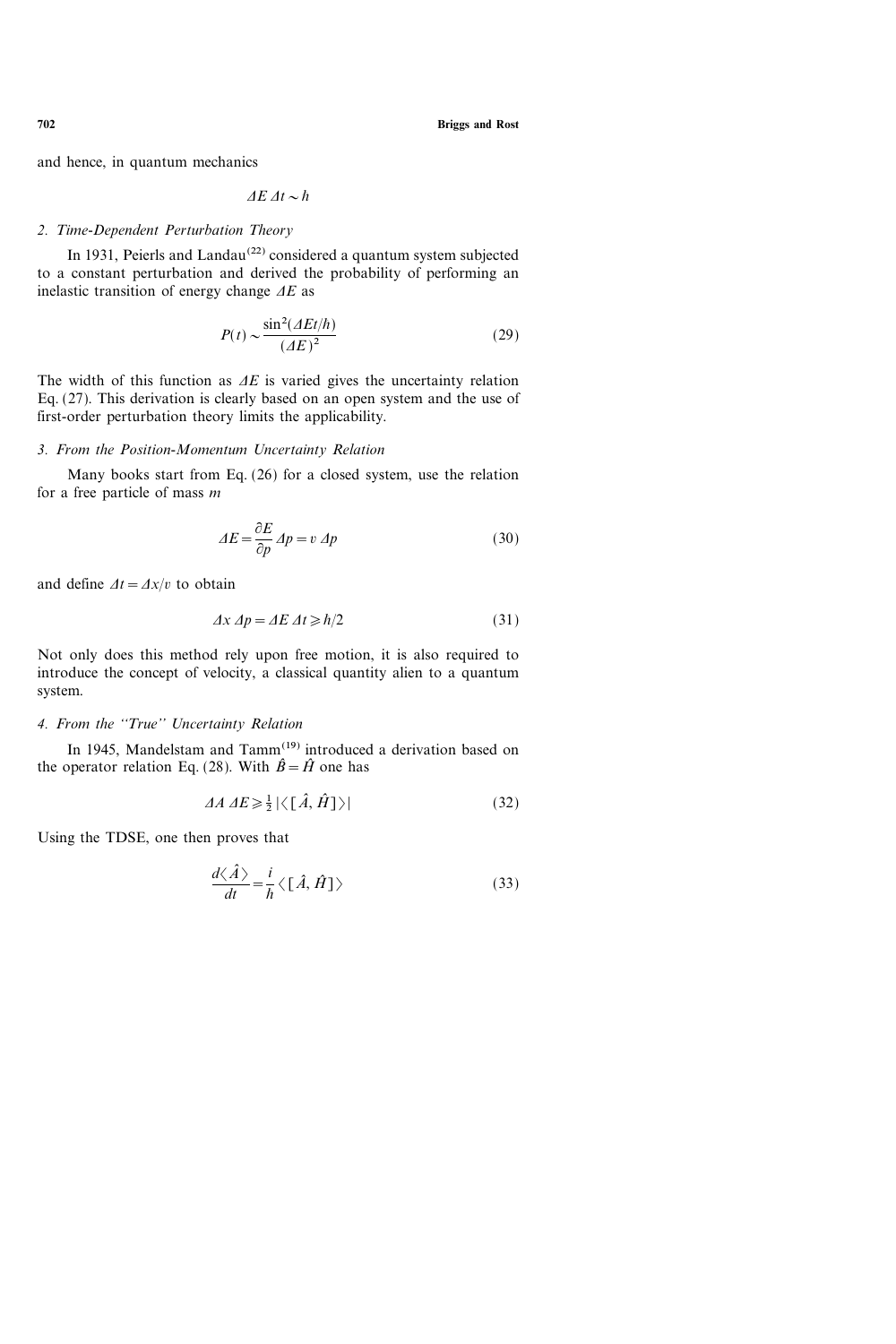and hence, in quantum mechanics

$$\Delta E\, \Delta t \sim h$$

### 2. Time-Dependent Perturbation Theory

In 1931, Peierls and Landau[22] considered a quantum system subjected to a constant perturbation and derived the probability of performing an inelastic transition of energy change $\Delta E$ as

$$P(t) \sim \frac{\sin^2(\Delta E t/h)}{(\Delta E)^2} \tag{29}$$

The width of this function as $\Delta E$ is varied gives the uncertainty relation Eq. (27). This derivation is clearly based on an open system and the use of first-order perturbation theory limits the applicability.

### 3. From the Position-Momentum Uncertainty Relation

Many books start from Eq. (26) for a closed system, use the relation for a free particle of mass $m$

$$\Delta E = \frac{\partial E}{\partial p}\, \Delta p = v\, \Delta p \tag{30}$$

and define $\Delta t = \Delta x / v$ to obtain

$$\Delta x\, \Delta p = \Delta E\, \Delta t \geqslant h/2 \tag{31}$$

Not only does this method rely upon free motion, it is also required to introduce the concept of velocity, a classical quantity alien to a quantum system.

### 4. From the "True" Uncertainty Relation

In 1945, Mandelstam and Tamm[19] introduced a derivation based on the operator relation Eq. (28). With $\hat{B} = \hat{H}$ one has

$$\Delta A\, \Delta E \geqslant \tfrac{1}{2}\, |\langle [\hat{A}, \hat{H}] \rangle| \tag{32}$$

Using the TDSE, one then proves that

$$\frac{d\langle \hat{A} \rangle}{dt} = \frac{i}{h} \langle [\hat{A}, \hat{H}] \rangle \tag{33}$$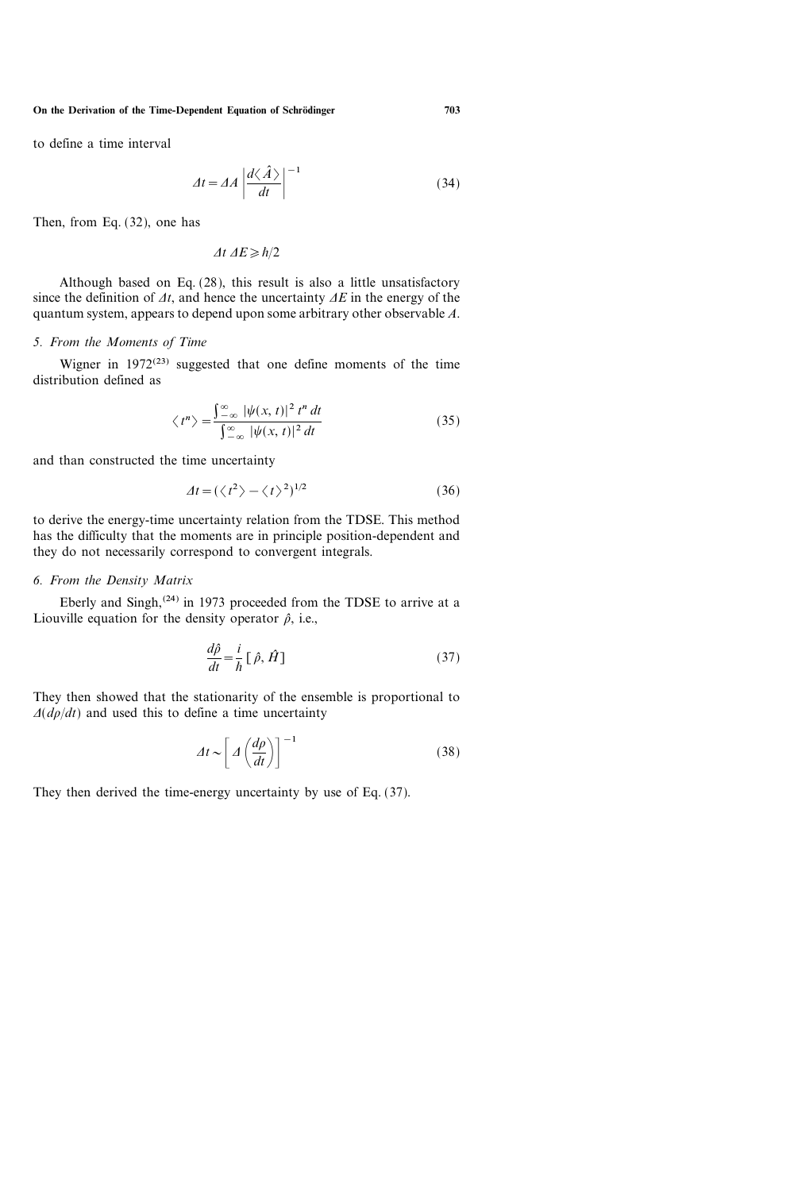to define a time interval

$$\Delta t = \Delta A \left| \frac{d\langle \hat{A} \rangle}{dt} \right|^{-1} \tag{34}$$

Then, from Eq. (32), one has

$$\Delta t \, \Delta E \geqslant \hbar/2$$

Although based on Eq. (28), this result is also a little unsatisfactory since the definition of $\Delta t$, and hence the uncertainty $\Delta E$ in the energy of the quantum system, appears to depend upon some arbitrary other observable $A$.

*5. From the Moments of Time*

Wigner in 1972[23] suggested that one define moments of the time distribution defined as

$$\langle t^n \rangle = \frac{\int_{-\infty}^{\infty} |\psi(x, t)|^2 \, t^n \, dt}{\int_{-\infty}^{\infty} |\psi(x, t)|^2 \, dt} \tag{35}$$

and than constructed the time uncertainty

$$\Delta t = (\langle t^2 \rangle - \langle t \rangle^2)^{1/2} \tag{36}$$

to derive the energy-time uncertainty relation from the TDSE. This method has the difficulty that the moments are in principle position-dependent and they do not necessarily correspond to convergent integrals.

*6. From the Density Matrix*

Eberly and Singh,[24] in 1973 proceeded from the TDSE to arrive at a Liouville equation for the density operator $\hat{\rho}$, i.e.,

$$\frac{d\hat{\rho}}{dt} = \frac{i}{\hbar} [\hat{\rho}, \hat{H}] \tag{37}$$

They then showed that the stationarity of the ensemble is proportional to $\Delta(d\rho/dt)$ and used this to define a time uncertainty

$$\Delta t \sim \left[ \Delta \left( \frac{d\rho}{dt} \right) \right]^{-1} \tag{38}$$

They then derived the time-energy uncertainty by use of Eq. (37).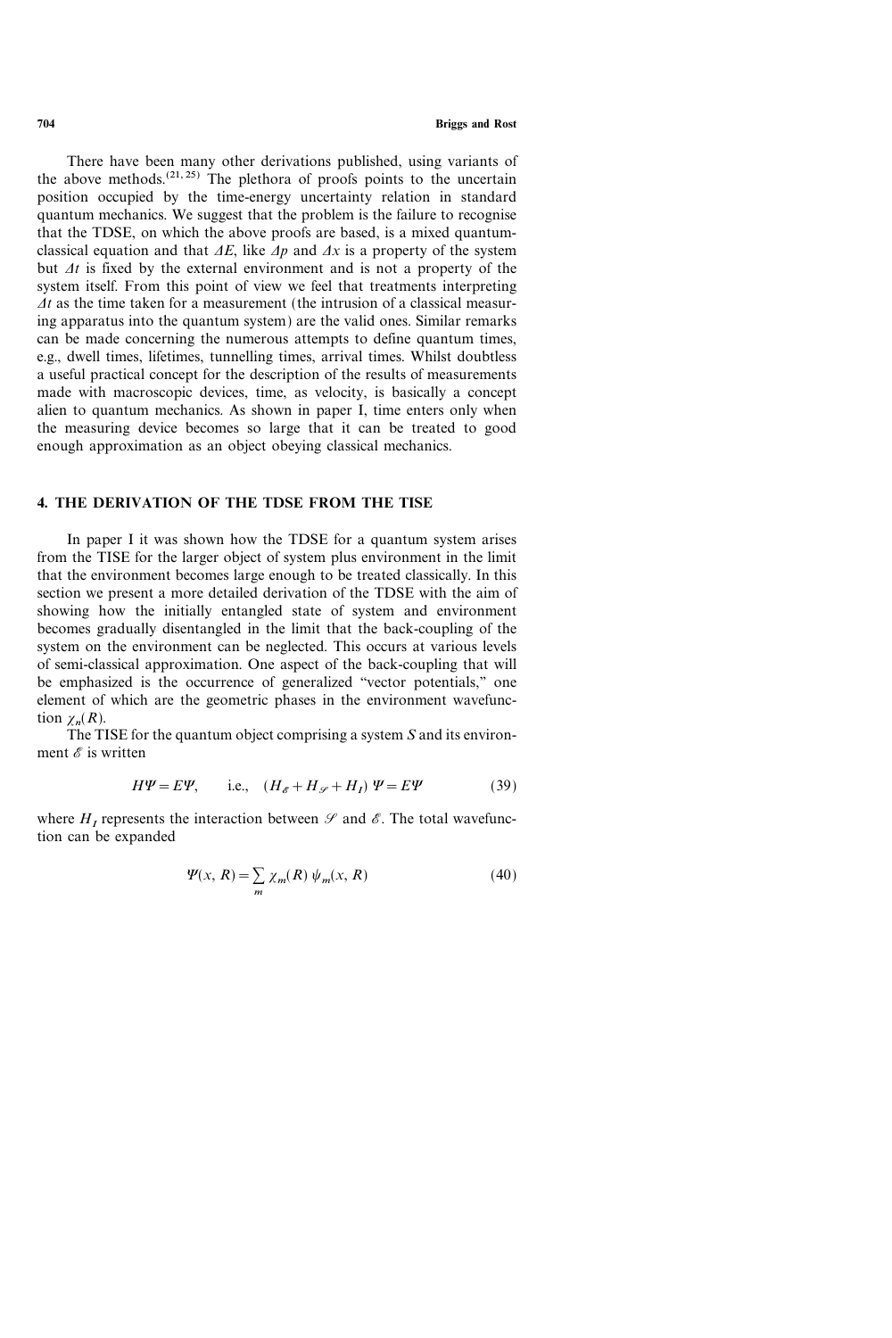There have been many other derivations published, using variants of the above methods.[21, 25] The plethora of proofs points to the uncertain position occupied by the time-energy uncertainty relation in standard quantum mechanics. We suggest that the problem is the failure to recognise that the TDSE, on which the above proofs are based, is a mixed quantum-classical equation and that $\Delta E$, like $\Delta p$ and $\Delta x$ is a property of the system but $\Delta t$ is fixed by the external environment and is not a property of the system itself. From this point of view we feel that treatments interpreting $\Delta t$ as the time taken for a measurement (the intrusion of a classical measuring apparatus into the quantum system) are the valid ones. Similar remarks can be made concerning the numerous attempts to define quantum times, e.g., dwell times, lifetimes, tunnelling times, arrival times. Whilst doubtless a useful practical concept for the description of the results of measurements made with macroscopic devices, time, as velocity, is basically a concept alien to quantum mechanics. As shown in paper I, time enters only when the measuring device becomes so large that it can be treated to good enough approximation as an object obeying classical mechanics.

## 4. THE DERIVATION OF THE TDSE FROM THE TISE

In paper I it was shown how the TDSE for a quantum system arises from the TISE for the larger object of system plus environment in the limit that the environment becomes large enough to be treated classically. In this section we present a more detailed derivation of the TDSE with the aim of showing how the initially entangled state of system and environment becomes gradually disentangled in the limit that the back-coupling of the system on the environment can be neglected. This occurs at various levels of semi-classical approximation. One aspect of the back-coupling that will be emphasized is the occurrence of generalized "vector potentials," one element of which are the geometric phases in the environment wavefunction $\chi_n(R)$.

The TISE for the quantum object comprising a system $S$ and its environment $\mathscr{E}$ is written

$$H\Psi = E\Psi, \qquad \text{i.e.,} \quad (H_{\mathscr{E}} + H_{\mathscr{S}} + H_I)\,\Psi = E\Psi \tag{39}$$

where $H_I$ represents the interaction between $\mathscr{S}$ and $\mathscr{E}$. The total wavefunction can be expanded

$$\Psi(x, R) = \sum_m \chi_m(R)\,\psi_m(x, R) \tag{40}$$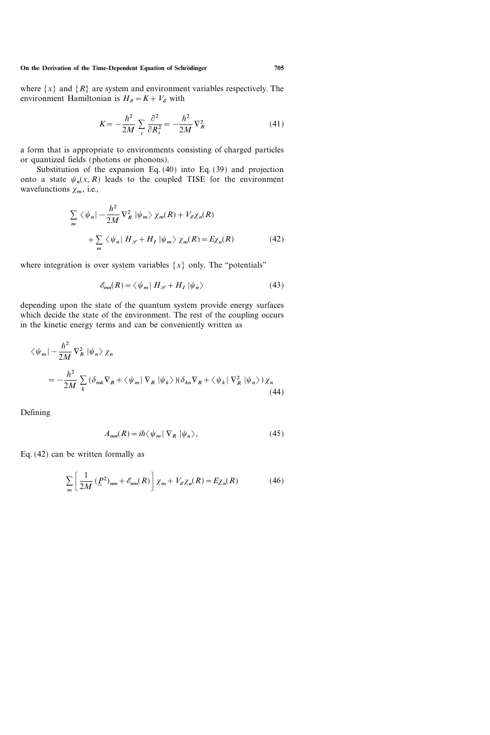where $\{x\}$ and $\{R\}$ are system and environment variables respectively. The environment Hamiltonian is $H_{\mathscr{E}} = K + V_{\mathscr{E}}$ with

$$K = -\frac{\hbar^2}{2M} \sum_i \frac{\partial^2}{\partial R_i^2} = -\frac{\hbar^2}{2M} \nabla_R^2 \tag{41}$$

a form that is appropriate to environments consisting of charged particles or quantized fields (photons or phonons).

Substitution of the expansion Eq. (40) into Eq. (39) and projection onto a state $\psi_n(x, R)$ leads to the coupled TISE for the environment wavefunctions $\chi_m$, i.e.,

$$\sum_m \langle \psi_n | -\frac{\hbar^2}{2M} \nabla_R^2 | \psi_m \rangle \chi_m(R) + V_{\mathscr{E}} \chi_n(R)$$
$$+ \sum_m \langle \psi_n | H_{\mathscr{S}} + H_I | \psi_m \rangle \chi_m(R) = E \chi_n(R) \tag{42}$$

where integration is over system variables $\{x\}$ only. The "potentials"

$$\mathscr{E}_{mn}(R) = \langle \psi_m | H_{\mathscr{S}} + H_I | \psi_n \rangle \tag{43}$$

depending upon the state of the quantum system provide energy surfaces which decide the state of the environment. The rest of the coupling occurs in the kinetic energy terms and can be conveniently written as

$$\langle \psi_m | -\frac{\hbar^2}{2M} \nabla_R^2 | \psi_n \rangle \chi_n$$
$$= -\frac{\hbar^2}{2M} \sum_k (\delta_{mk} \nabla_R + \langle \psi_m | \nabla_R | \psi_k \rangle)(\delta_{kn} \nabla_R + \langle \psi_k | \nabla_R^2 | \psi_n \rangle) \chi_n \tag{44}$$

Defining

$$A_{mn}(R) = i\hbar \langle \psi_m | \nabla_R | \psi_n \rangle, \tag{45}$$

Eq. (42) can be written formally as

$$\sum_m \left[ \frac{1}{2M} (\underline{\underline{P}}^2)_{nm} + \mathscr{E}_{nm}(R) \right] \chi_m + V_{\mathscr{E}} \chi_n(R) = E \chi_n(R) \tag{46}$$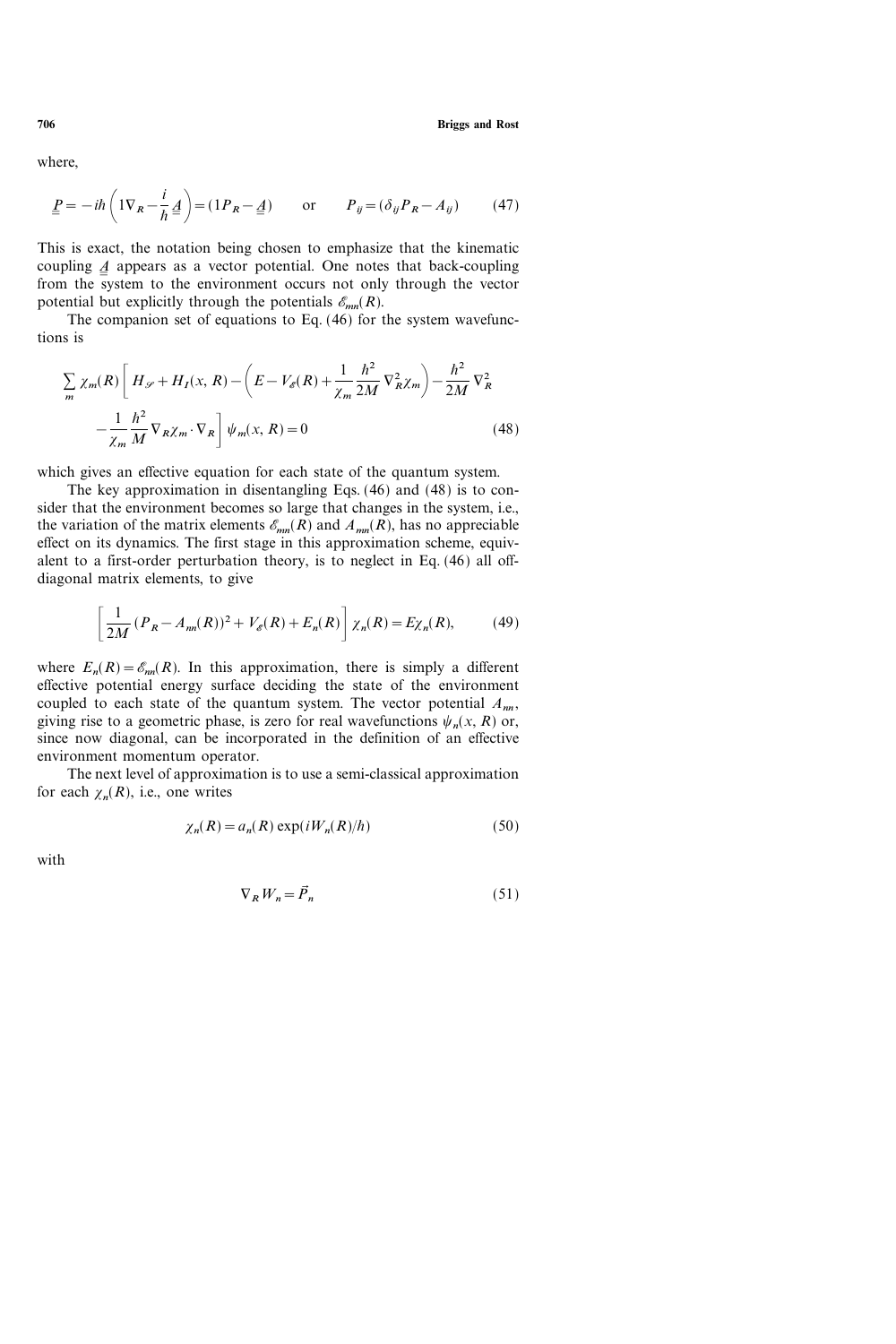where,

$$\underline{\underline{P}} = -i\hbar\left(1\nabla_R - \frac{i}{\hbar}\underline{\underline{A}}\right) = (1P_R - \underline{\underline{A}}) \qquad \text{or} \qquad P_{ij} = (\delta_{ij}P_R - A_{ij}) \tag{47}$$

This is exact, the notation being chosen to emphasize that the kinematic coupling $\underline{\underline{A}}$ appears as a vector potential. One notes that back-coupling from the system to the environment occurs not only through the vector potential but explicitly through the potentials $\mathscr{E}_{mn}(R)$.

The companion set of equations to Eq. (46) for the system wavefunctions is

$$\sum_m \chi_m(R)\left[H_{\mathscr{S}} + H_I(x, R) - \left(E - V_{\mathscr{E}}(R) + \frac{1}{\chi_m}\frac{\hbar^2}{2M}\nabla_R^2\chi_m\right) - \frac{\hbar^2}{2M}\nabla_R^2 - \frac{1}{\chi_m}\frac{\hbar^2}{M}\nabla_R\chi_m\cdot\nabla_R\right]\psi_m(x, R) = 0 \tag{48}$$

which gives an effective equation for each state of the quantum system.

The key approximation in disentangling Eqs. (46) and (48) is to consider that the environment becomes so large that changes in the system, i.e., the variation of the matrix elements $\mathscr{E}_{mn}(R)$ and $A_{mn}(R)$, has no appreciable effect on its dynamics. The first stage in this approximation scheme, equivalent to a first-order perturbation theory, is to neglect in Eq. (46) all off-diagonal matrix elements, to give

$$\left[\frac{1}{2M}(P_R - A_{nn}(R))^2 + V_{\mathscr{E}}(R) + E_n(R)\right]\chi_n(R) = E\chi_n(R), \tag{49}$$

where $E_n(R) = \mathscr{E}_{nn}(R)$. In this approximation, there is simply a different effective potential energy surface deciding the state of the environment coupled to each state of the quantum system. The vector potential $A_{nn}$, giving rise to a geometric phase, is zero for real wavefunctions $\psi_n(x, R)$ or, since now diagonal, can be incorporated in the definition of an effective environment momentum operator.

The next level of approximation is to use a semi-classical approximation for each $\chi_n(R)$, i.e., one writes

$$\chi_n(R) = a_n(R)\exp(iW_n(R)/\hbar) \tag{50}$$

with

$$\nabla_R W_n = \vec{P}_n \tag{51}$$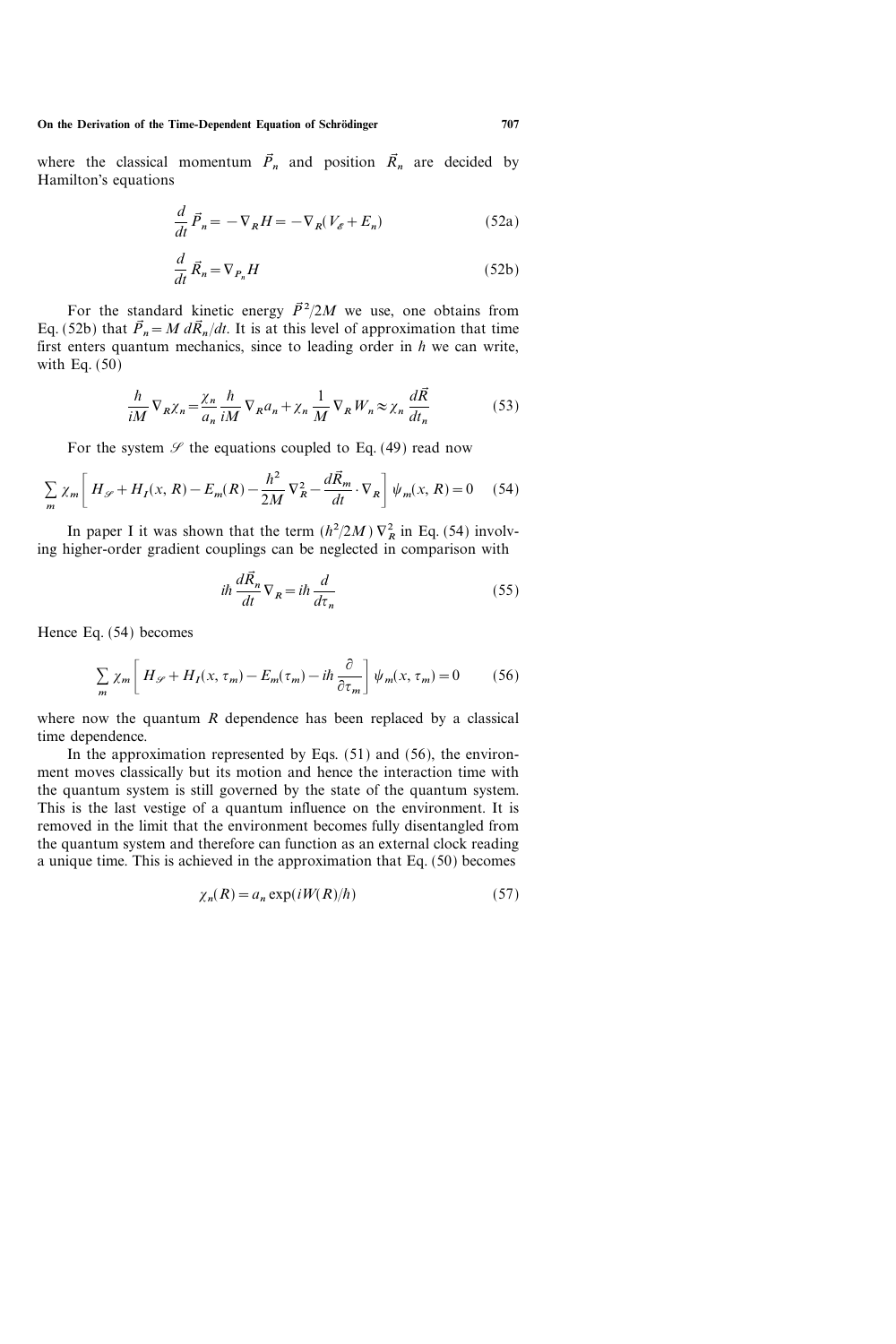where the classical momentum $\vec{P}_n$ and position $\vec{R}_n$ are decided by Hamilton's equations

$$\frac{d}{dt}\vec{P}_n = -\nabla_R H = -\nabla_R (V_{\mathscr{E}} + E_n) \tag{52a}$$

$$\frac{d}{dt}\vec{R}_n = \nabla_{P_n} H \tag{52b}$$

For the standard kinetic energy $\vec{P}^2/2M$ we use, one obtains from Eq. (52b) that $\vec{P}_n = M\, d\vec{R}_n/dt$. It is at this level of approximation that time first enters quantum mechanics, since to leading order in $h$ we can write, with Eq. (50)

$$\frac{h}{iM}\nabla_R \chi_n = \frac{\chi_n}{a_n}\frac{h}{iM}\nabla_R a_n + \chi_n \frac{1}{M}\nabla_R W_n \approx \chi_n \frac{d\vec{R}}{dt_n} \tag{53}$$

For the system $\mathscr{S}$ the equations coupled to Eq. (49) read now

$$\sum_m \chi_m \left[ H_{\mathscr{S}} + H_I(x, R) - E_m(R) - \frac{h^2}{2M}\nabla_R^2 - \frac{d\vec{R}_m}{dt}\cdot \nabla_R \right] \psi_m(x, R) = 0 \tag{54}$$

In paper I it was shown that the term $(h^2/2M)\nabla_R^2$ in Eq. (54) involving higher-order gradient couplings can be neglected in comparison with

$$ih\frac{d\vec{R}_n}{dt}\nabla_R = ih\frac{d}{d\tau_n} \tag{55}$$

Hence Eq. (54) becomes

$$\sum_m \chi_m \left[ H_{\mathscr{S}} + H_I(x, \tau_m) - E_m(\tau_m) - ih\frac{\partial}{\partial \tau_m} \right] \psi_m(x, \tau_m) = 0 \tag{56}$$

where now the quantum $R$ dependence has been replaced by a classical time dependence.

In the approximation represented by Eqs. (51) and (56), the environment moves classically but its motion and hence the interaction time with the quantum system is still governed by the state of the quantum system. This is the last vestige of a quantum influence on the environment. It is removed in the limit that the environment becomes fully disentangled from the quantum system and therefore can function as an external clock reading a unique time. This is achieved in the approximation that Eq. (50) becomes

$$\chi_n(R) = a_n \exp(iW(R)/h) \tag{57}$$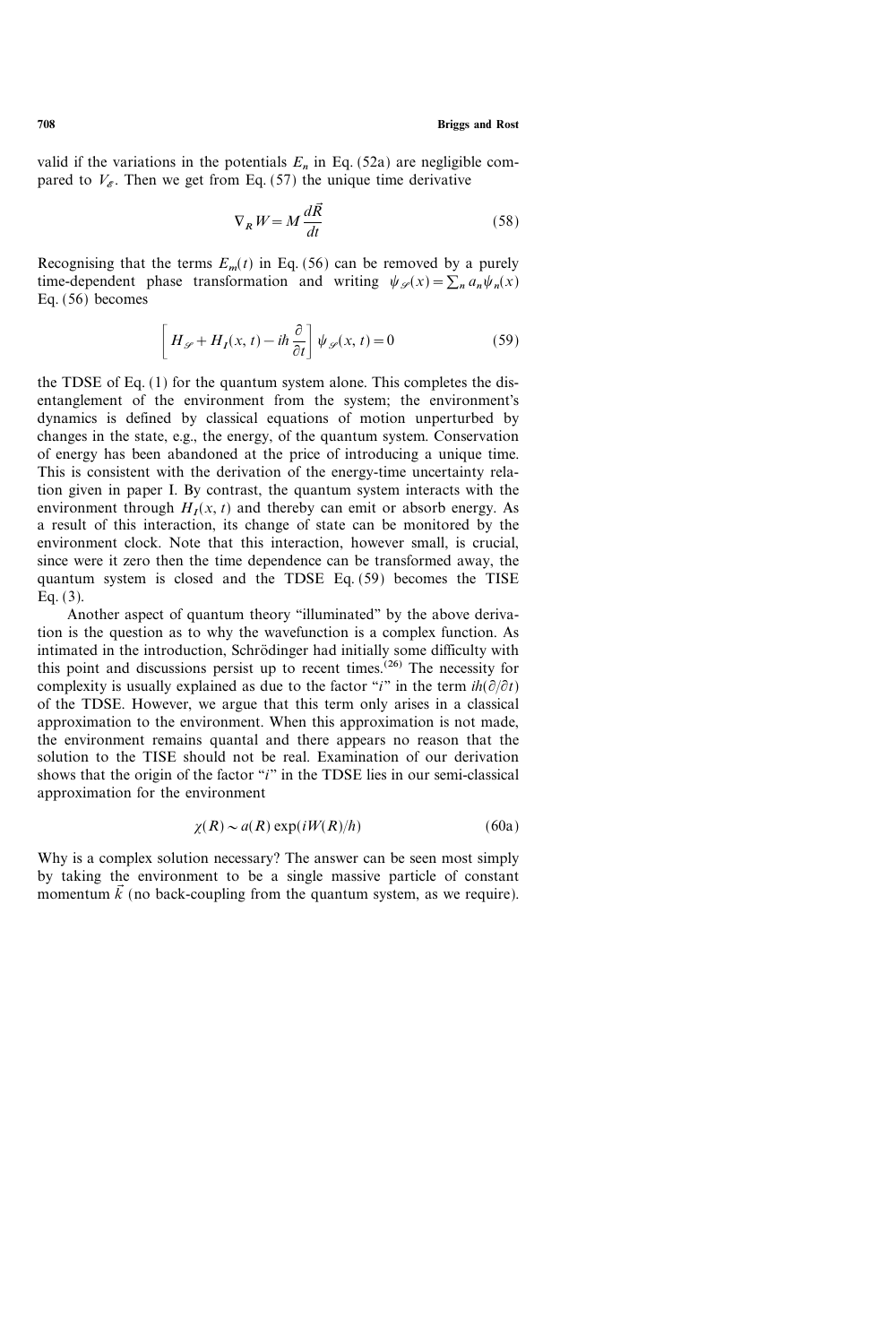valid if the variations in the potentials $E_n$ in Eq. (52a) are negligible compared to $V_{\mathscr{E}}$. Then we get from Eq. (57) the unique time derivative

$$\nabla_R W = M \frac{d\vec{R}}{dt} \tag{58}$$

Recognising that the terms $E_m(t)$ in Eq. (56) can be removed by a purely time-dependent phase transformation and writing $\psi_{\mathscr{S}}(x) = \sum_n a_n \psi_n(x)$ Eq. (56) becomes

$$\left[ H_{\mathscr{S}} + H_I(x, t) - i\hbar \frac{\partial}{\partial t} \right] \psi_{\mathscr{S}}(x, t) = 0 \tag{59}$$

the TDSE of Eq. (1) for the quantum system alone. This completes the disentanglement of the environment from the system; the environment's dynamics is defined by classical equations of motion unperturbed by changes in the state, e.g., the energy, of the quantum system. Conservation of energy has been abandoned at the price of introducing a unique time. This is consistent with the derivation of the energy-time uncertainty relation given in paper I. By contrast, the quantum system interacts with the environment through $H_I(x, t)$ and thereby can emit or absorb energy. As a result of this interaction, its change of state can be monitored by the environment clock. Note that this interaction, however small, is crucial, since were it zero then the time dependence can be transformed away, the quantum system is closed and the TDSE Eq. (59) becomes the TISE Eq. (3).

Another aspect of quantum theory "illuminated" by the above derivation is the question as to why the wavefunction is a complex function. As intimated in the introduction, Schrödinger had initially some difficulty with this point and discussions persist up to recent times.[26] The necessity for complexity is usually explained as due to the factor "$i$" in the term $i\hbar(\partial/\partial t)$ of the TDSE. However, we argue that this term only arises in a classical approximation to the environment. When this approximation is not made, the environment remains quantal and there appears no reason that the solution to the TISE should not be real. Examination of our derivation shows that the origin of the factor "$i$" in the TDSE lies in our semi-classical approximation for the environment

$$\chi(R) \sim a(R) \exp(iW(R)/\hbar) \tag{60a}$$

Why is a complex solution necessary? The answer can be seen most simply by taking the environment to be a single massive particle of constant momentum $\vec{k}$ (no back-coupling from the quantum system, as we require).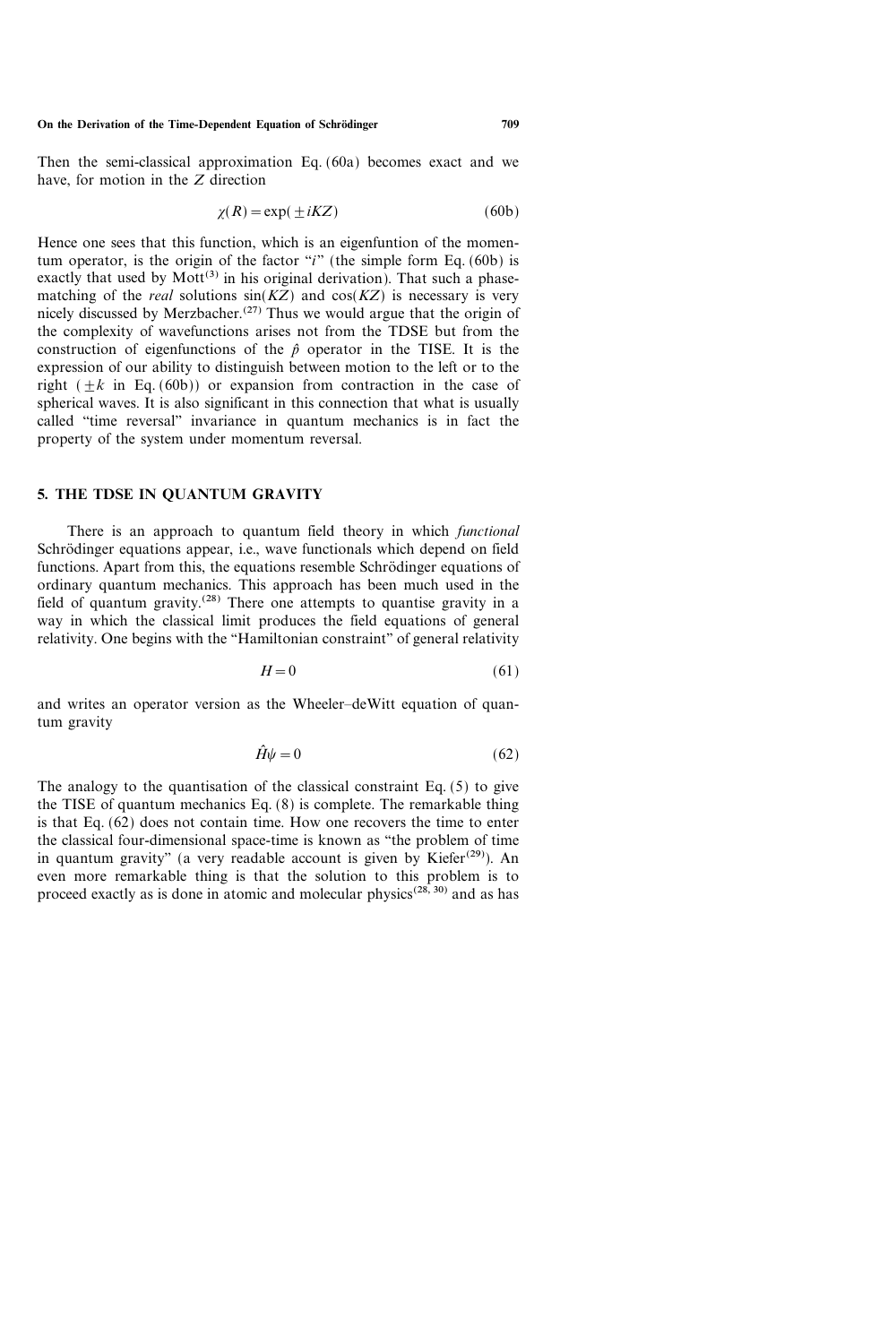Then the semi-classical approximation Eq. (60a) becomes exact and we have, for motion in the $Z$ direction

$$\chi(R) = \exp(\pm iKZ) \tag{60b}$$

Hence one sees that this function, which is an eigenfuntion of the momentum operator, is the origin of the factor "$i$" (the simple form Eq. (60b) is exactly that used by Mott[3] in his original derivation). That such a phase-matching of the *real* solutions $\sin(KZ)$ and $\cos(KZ)$ is necessary is very nicely discussed by Merzbacher.[27] Thus we would argue that the origin of the complexity of wavefunctions arises not from the TDSE but from the construction of eigenfunctions of the $\hat{p}$ operator in the TISE. It is the expression of our ability to distinguish between motion to the left or to the right ($\pm k$ in Eq. (60b)) or expansion from contraction in the case of spherical waves. It is also significant in this connection that what is usually called "time reversal" invariance in quantum mechanics is in fact the property of the system under momentum reversal.

## 5. THE TDSE IN QUANTUM GRAVITY

There is an approach to quantum field theory in which *functional* Schrödinger equations appear, i.e., wave functionals which depend on field functions. Apart from this, the equations resemble Schrödinger equations of ordinary quantum mechanics. This approach has been much used in the field of quantum gravity.[28] There one attempts to quantise gravity in a way in which the classical limit produces the field equations of general relativity. One begins with the "Hamiltonian constraint" of general relativity

$$H = 0 \tag{61}$$

and writes an operator version as the Wheeler–deWitt equation of quantum gravity

$$\hat{H}\psi = 0 \tag{62}$$

The analogy to the quantisation of the classical constraint Eq. (5) to give the TISE of quantum mechanics Eq. (8) is complete. The remarkable thing is that Eq. (62) does not contain time. How one recovers the time to enter the classical four-dimensional space-time is known as "the problem of time in quantum gravity" (a very readable account is given by Kiefer[29]). An even more remarkable thing is that the solution to this problem is to proceed exactly as is done in atomic and molecular physics[28, 30] and as has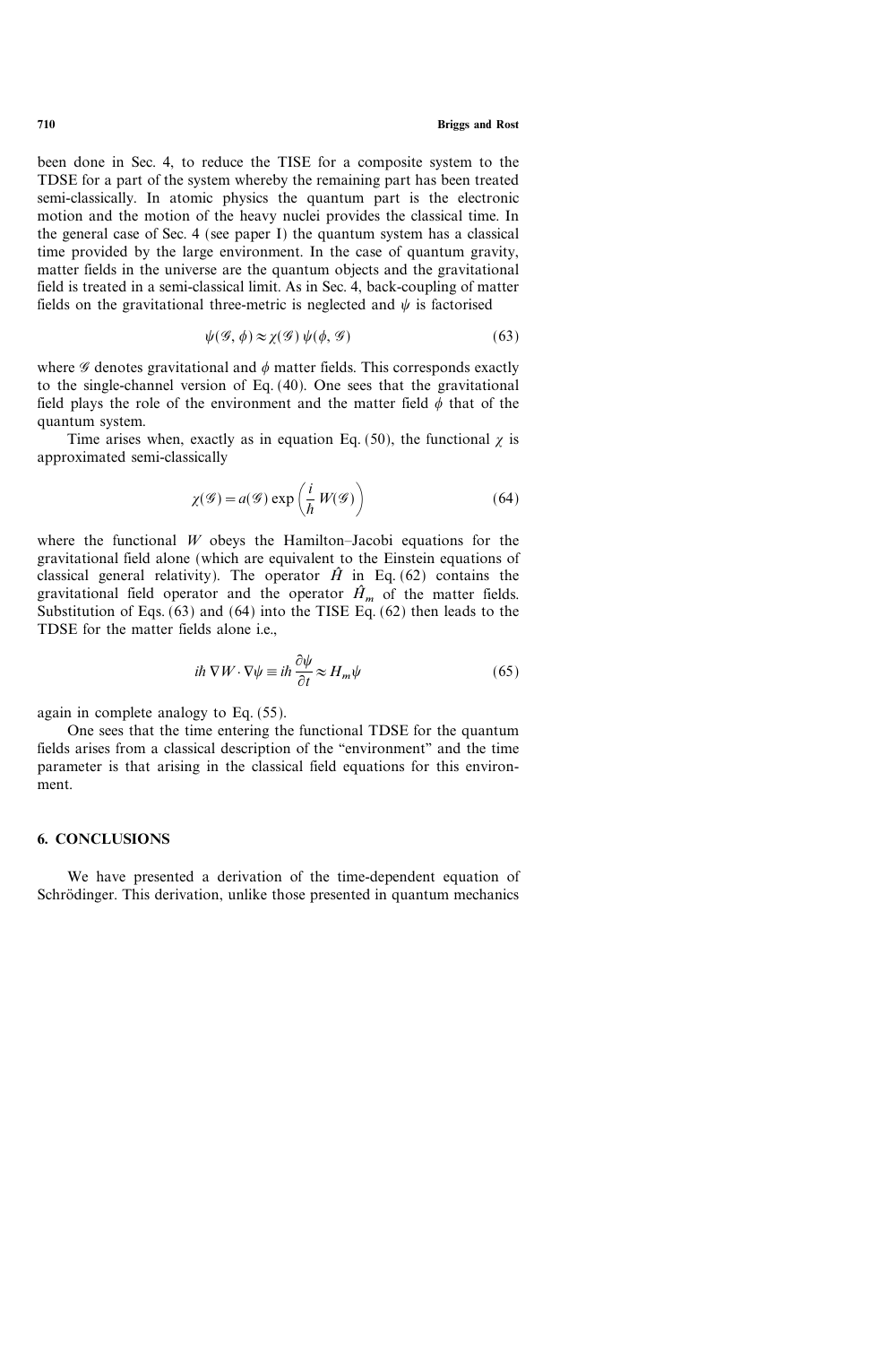been done in Sec. 4, to reduce the TISE for a composite system to the TDSE for a part of the system whereby the remaining part has been treated semi-classically. In atomic physics the quantum part is the electronic motion and the motion of the heavy nuclei provides the classical time. In the general case of Sec. 4 (see paper I) the quantum system has a classical time provided by the large environment. In the case of quantum gravity, matter fields in the universe are the quantum objects and the gravitational field is treated in a semi-classical limit. As in Sec. 4, back-coupling of matter fields on the gravitational three-metric is neglected and $\psi$ is factorised

$$\psi(\mathscr{G}, \phi) \approx \chi(\mathscr{G})\, \psi(\phi, \mathscr{G}) \tag{63}$$

where $\mathscr{G}$ denotes gravitational and $\phi$ matter fields. This corresponds exactly to the single-channel version of Eq. (40). One sees that the gravitational field plays the role of the environment and the matter field $\phi$ that of the quantum system.

Time arises when, exactly as in equation Eq. (50), the functional $\chi$ is approximated semi-classically

$$\chi(\mathscr{G}) = a(\mathscr{G}) \exp\left(\frac{i}{h} W(\mathscr{G})\right) \tag{64}$$

where the functional $W$ obeys the Hamilton–Jacobi equations for the gravitational field alone (which are equivalent to the Einstein equations of classical general relativity). The operator $\hat{H}$ in Eq. (62) contains the gravitational field operator and the operator $\hat{H}_m$ of the matter fields. Substitution of Eqs. (63) and (64) into the TISE Eq. (62) then leads to the TDSE for the matter fields alone i.e.,

$$ih\, \nabla W \cdot \nabla \psi \equiv ih \frac{\partial \psi}{\partial t} \approx H_m \psi \tag{65}$$

again in complete analogy to Eq. (55).

One sees that the time entering the functional TDSE for the quantum fields arises from a classical description of the "environment" and the time parameter is that arising in the classical field equations for this environment.

## 6. CONCLUSIONS

We have presented a derivation of the time-dependent equation of Schrödinger. This derivation, unlike those presented in quantum mechanics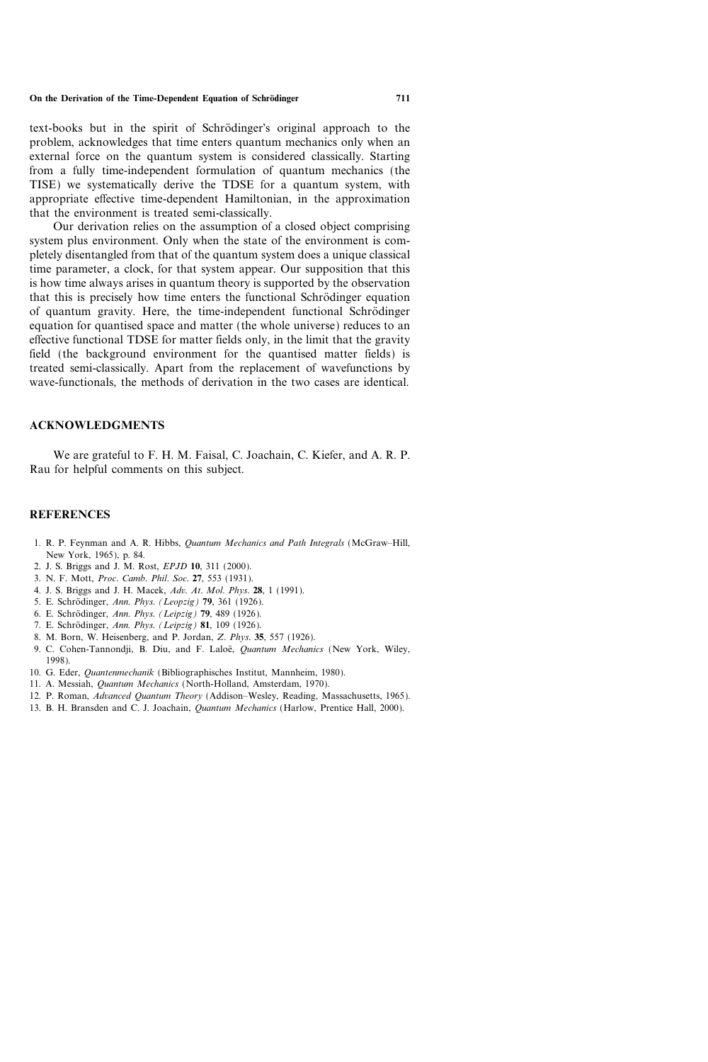text-books but in the spirit of Schrödinger's original approach to the problem, acknowledges that time enters quantum mechanics only when an external force on the quantum system is considered classically. Starting from a fully time-independent formulation of quantum mechanics (the TISE) we systematically derive the TDSE for a quantum system, with appropriate effective time-dependent Hamiltonian, in the approximation that the environment is treated semi-classically.

Our derivation relies on the assumption of a closed object comprising system plus environment. Only when the state of the environment is completely disentangled from that of the quantum system does a unique classical time parameter, a clock, for that system appear. Our supposition that this is how time always arises in quantum theory is supported by the observation that this is precisely how time enters the functional Schrödinger equation of quantum gravity. Here, the time-independent functional Schrödinger equation for quantised space and matter (the whole universe) reduces to an effective functional TDSE for matter fields only, in the limit that the gravity field (the background environment for the quantised matter fields) is treated semi-classically. Apart from the replacement of wavefunctions by wave-functionals, the methods of derivation in the two cases are identical.

## ACKNOWLEDGMENTS

We are grateful to F. H. M. Faisal, C. Joachain, C. Kiefer, and A. R. P. Rau for helpful comments on this subject.

## REFERENCES

1. R. P. Feynman and A. R. Hibbs, *Quantum Mechanics and Path Integrals* (McGraw–Hill, New York, 1965), p. 84.
2. J. S. Briggs and J. M. Rost, *EPJD* **10**, 311 (2000).
3. N. F. Mott, *Proc. Camb. Phil. Soc.* **27**, 553 (1931).
4. J. S. Briggs and J. H. Macek, *Adv. At. Mol. Phys.* **28**, 1 (1991).
5. E. Schrödinger, *Ann. Phys. (Leopzig)* **79**, 361 (1926).
6. E. Schrödinger, *Ann. Phys. (Leipzig)* **79**, 489 (1926).
7. E. Schrödinger, *Ann. Phys. (Leipzig)* **81**, 109 (1926).
8. M. Born, W. Heisenberg, and P. Jordan, *Z. Phys.* **35**, 557 (1926).
9. C. Cohen-Tannondji, B. Diu, and F. Laloë, *Quantum Mechanics* (New York, Wiley, 1998).
10. G. Eder, *Quantenmechanik* (Bibliographisches Institut, Mannheim, 1980).
11. A. Messiah, *Quantum Mechanics* (North-Holland, Amsterdam, 1970).
12. P. Roman, *Advanced Quantum Theory* (Addison–Wesley, Reading, Massachusetts, 1965).
13. B. H. Bransden and C. J. Joachain, *Quantum Mechanics* (Harlow, Prentice Hall, 2000).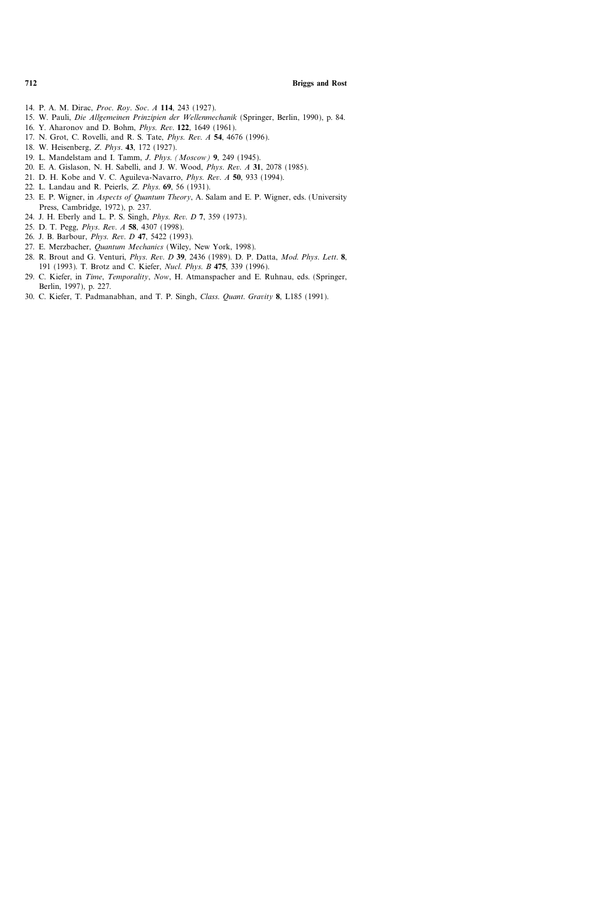14. P. A. M. Dirac, *Proc. Roy. Soc. A* **114**, 243 (1927).
15. W. Pauli, *Die Allgemeinen Prinzipien der Wellenmechanik* (Springer, Berlin, 1990), p. 84.
16. Y. Aharonov and D. Bohm, *Phys. Rev.* **122**, 1649 (1961).
17. N. Grot, C. Rovelli, and R. S. Tate, *Phys. Rev. A* **54**, 4676 (1996).
18. W. Heisenberg, *Z. Phys.* **43**, 172 (1927).
19. L. Mandelstam and I. Tamm, *J. Phys. (Moscow)* **9**, 249 (1945).
20. E. A. Gislason, N. H. Sabelli, and J. W. Wood, *Phys. Rev. A* **31**, 2078 (1985).
21. D. H. Kobe and V. C. Aguileva-Navarro, *Phys. Rev. A* **50**, 933 (1994).
22. L. Landau and R. Peierls, *Z. Phys.* **69**, 56 (1931).
23. E. P. Wigner, in *Aspects of Quantum Theory*, A. Salam and E. P. Wigner, eds. (University Press, Cambridge, 1972), p. 237.
24. J. H. Eberly and L. P. S. Singh, *Phys. Rev. D* **7**, 359 (1973).
25. D. T. Pegg, *Phys. Rev. A* **58**, 4307 (1998).
26. J. B. Barbour, *Phys. Rev. D* **47**, 5422 (1993).
27. E. Merzbacher, *Quantum Mechanics* (Wiley, New York, 1998).
28. R. Brout and G. Venturi, *Phys. Rev. D* **39**, 2436 (1989). D. P. Datta, *Mod. Phys. Lett.* **8**, 191 (1993). T. Brotz and C. Kiefer, *Nucl. Phys. B* **475**, 339 (1996).
29. C. Kiefer, in *Time, Temporality, Now*, H. Atmanspacher and E. Ruhnau, eds. (Springer, Berlin, 1997), p. 227.
30. C. Kiefer, T. Padmanabhan, and T. P. Singh, *Class. Quant. Gravity* **8**, L185 (1991).